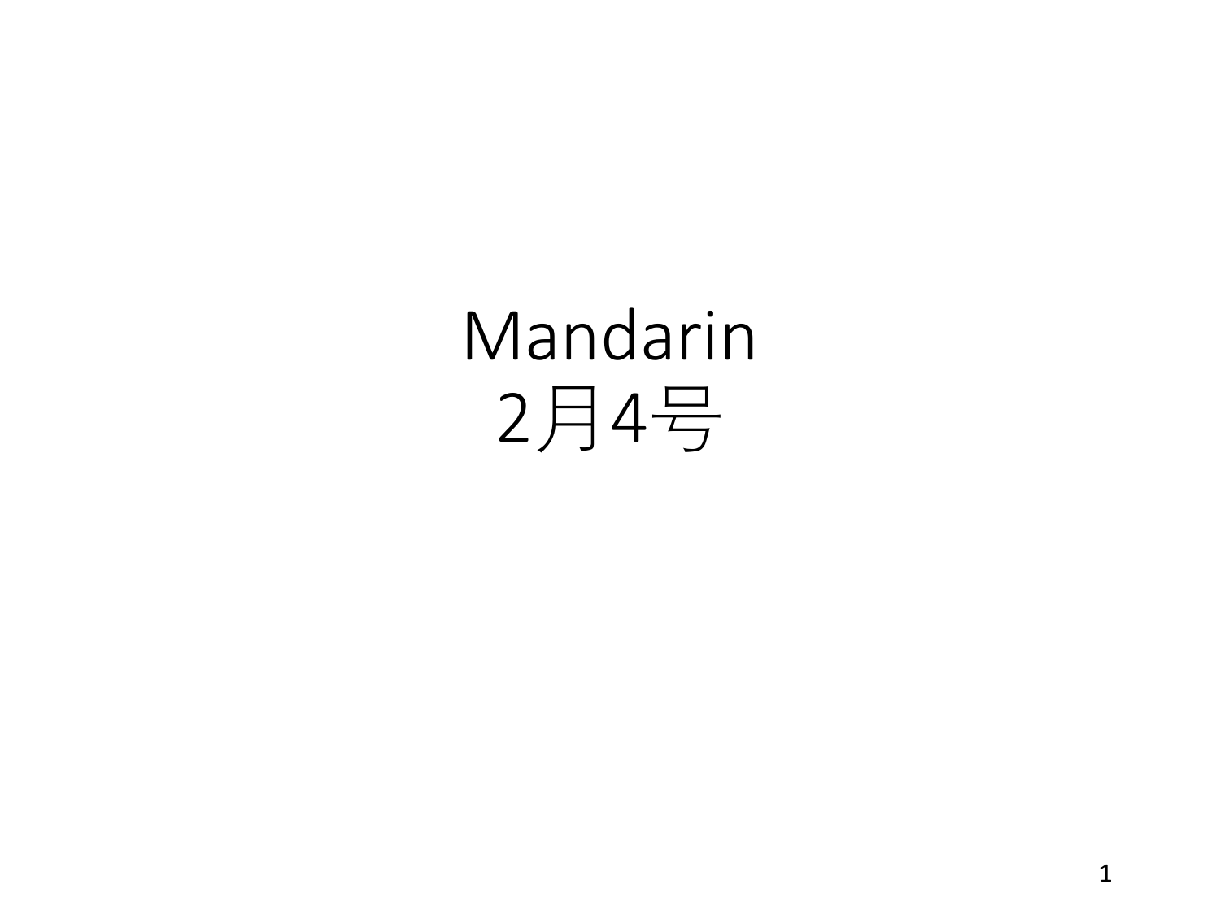# Mandarin
# 2月4号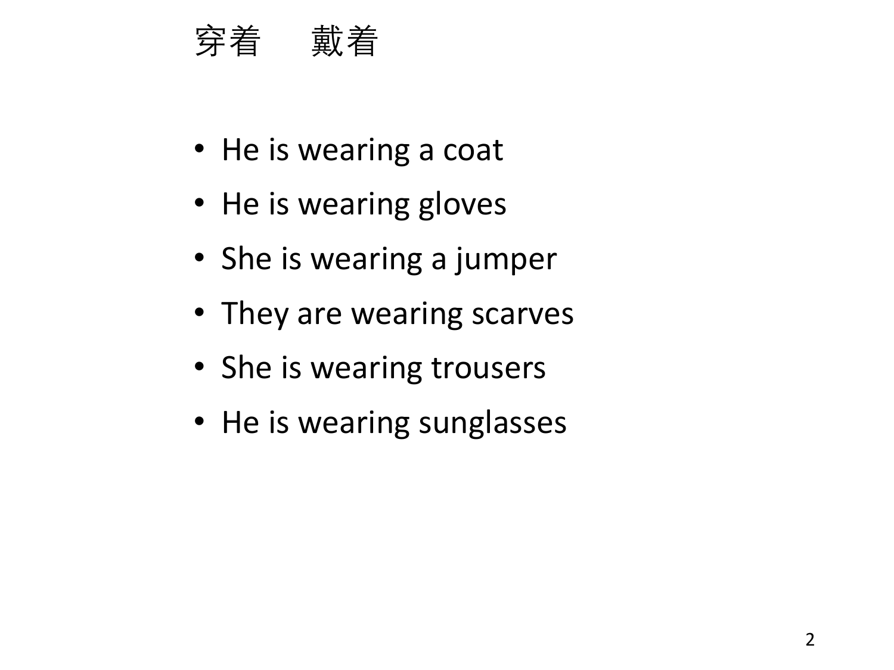# 穿着　　戴着

- He is wearing a coat
- He is wearing gloves
- She is wearing a jumper
- They are wearing scarves
- She is wearing trousers
- He is wearing sunglasses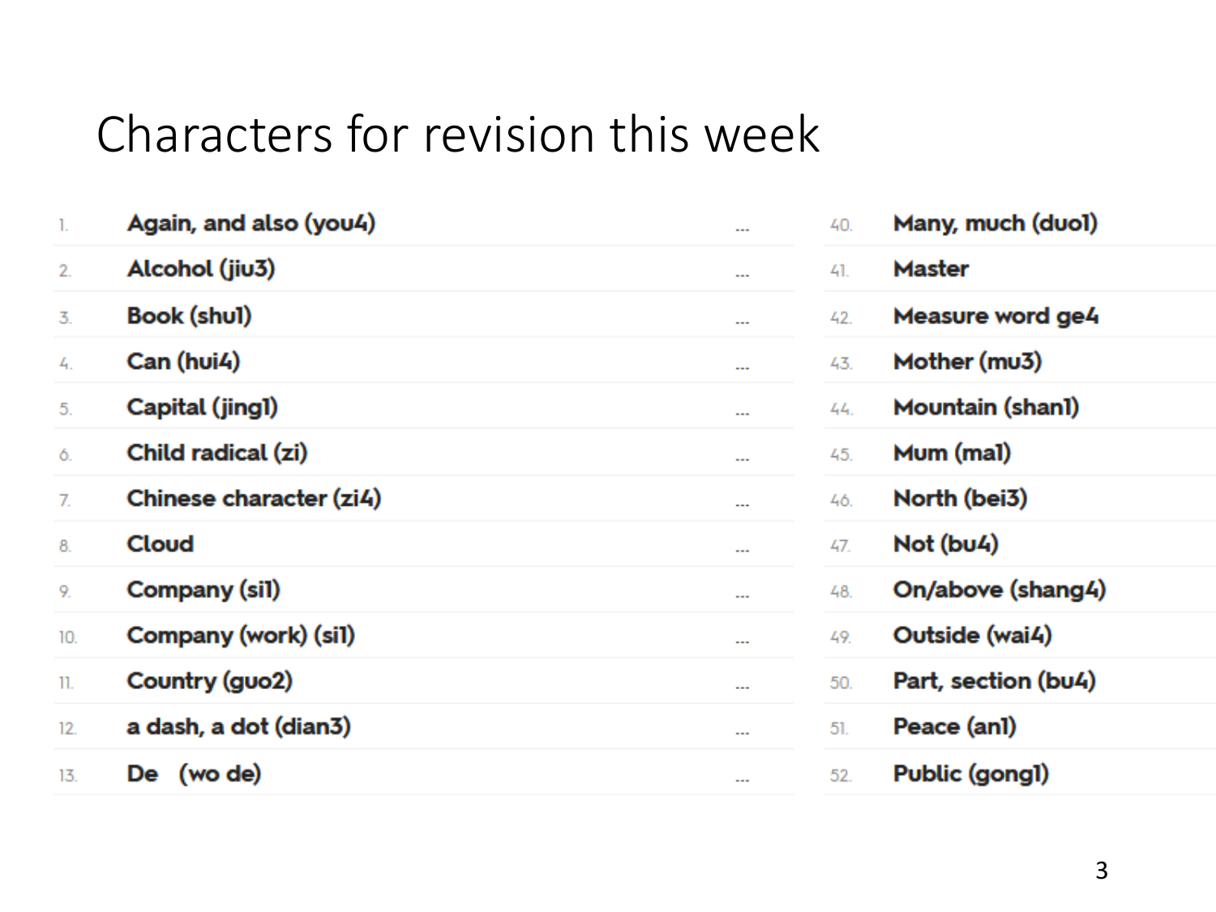# Characters for revision this week

1. Again, and also (you4)
2. Alcohol (jiu3)
3. Book (shu1)
4. Can (hui4)
5. Capital (jing1)
6. Child radical (zi)
7. Chinese character (zi4)
8. Cloud
9. Company (si1)
10. Company (work) (si1)
11. Country (guo2)
12. a dash, a dot (dian3)
13. De (wo de)

...

40. Many, much (duo1)
41. Master
42. Measure word ge4
43. Mother (mu3)
44. Mountain (shan1)
45. Mum (ma1)
46. North (bei3)
47. Not (bu4)
48. On/above (shang4)
49. Outside (wai4)
50. Part, section (bu4)
51. Peace (an1)
52. Public (gong1)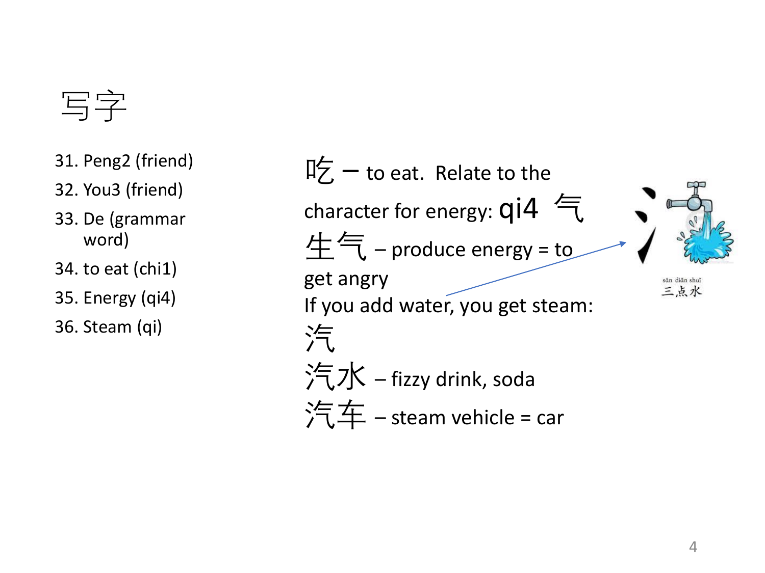# 写字

31. Peng2 (friend)
32. You3 (friend)
33. De (grammar word)
34. to eat (chi1)
35. Energy (qi4)
36. Steam (qi)

吃 – to eat. Relate to the character for energy: qi4 气

生气 – produce energy = to get angry

If you add water, you get steam:

汽

汽水 – fizzy drink, soda

汽车 – steam vehicle = car

sān diǎn shuǐ
三点水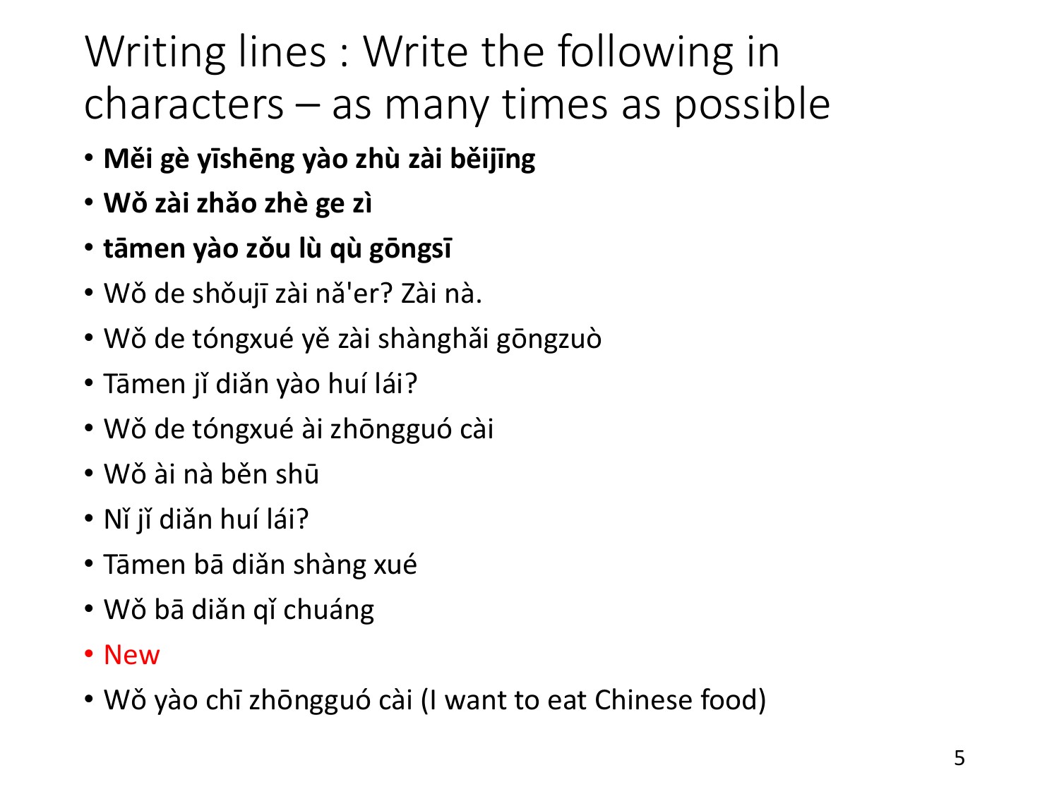# Writing lines : Write the following in characters – as many times as possible

- **Měi gè yīshēng yào zhù zài běijīng**
- **Wǒ zài zhǎo zhè ge zì**
- **tāmen yào zǒu lù qù gōngsī**
- Wǒ de shǒujī zài nǎ'er? Zài nà.
- Wǒ de tóngxué yě zài shànghǎi gōngzuò
- Tāmen jǐ diǎn yào huí lái?
- Wǒ de tóngxué ài zhōngguó cài
- Wǒ ài nà běn shū
- Nǐ jǐ diǎn huí lái?
- Tāmen bā diǎn shàng xué
- Wǒ bā diǎn qǐ chuáng
- New
- Wǒ yào chī zhōngguó cài (I want to eat Chinese food)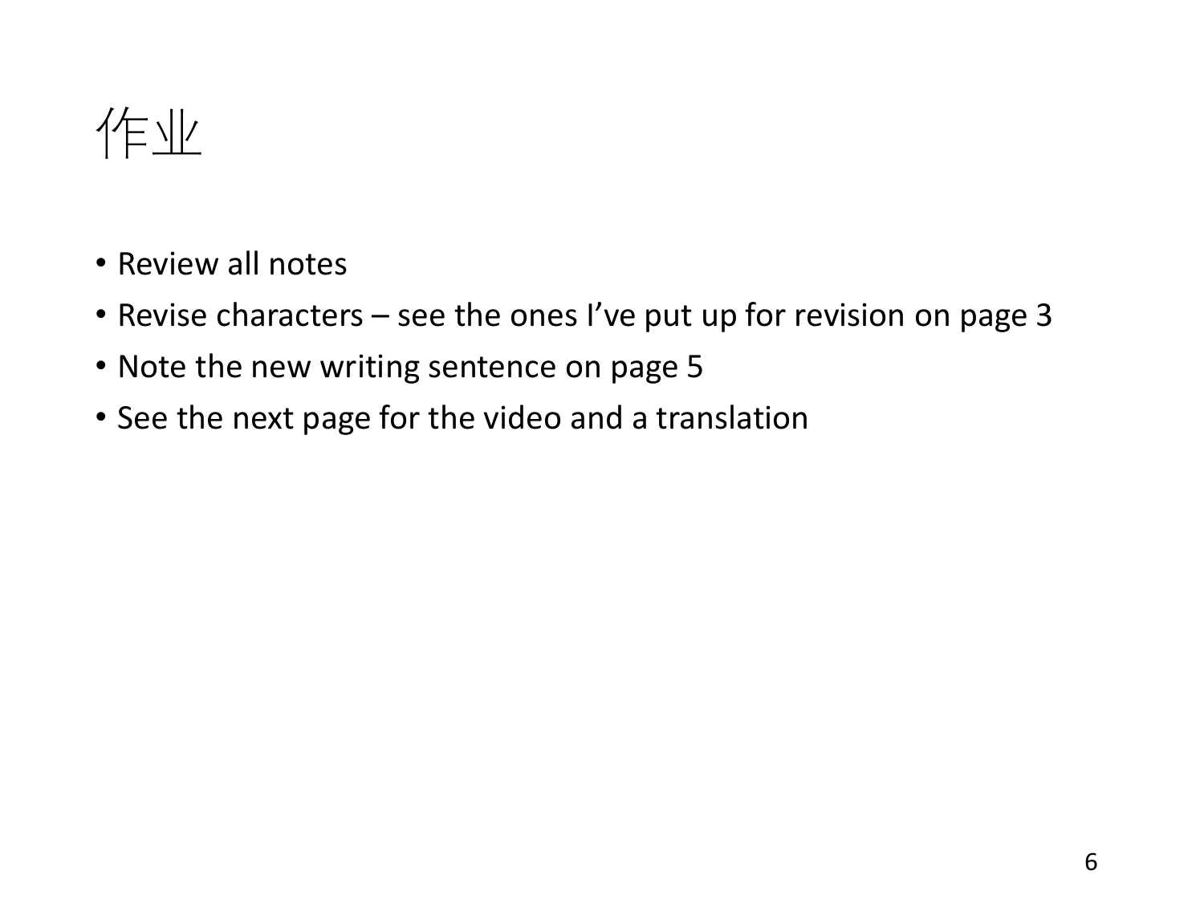# 作业

- Review all notes
- Revise characters – see the ones I've put up for revision on page 3
- Note the new writing sentence on page 5
- See the next page for the video and a translation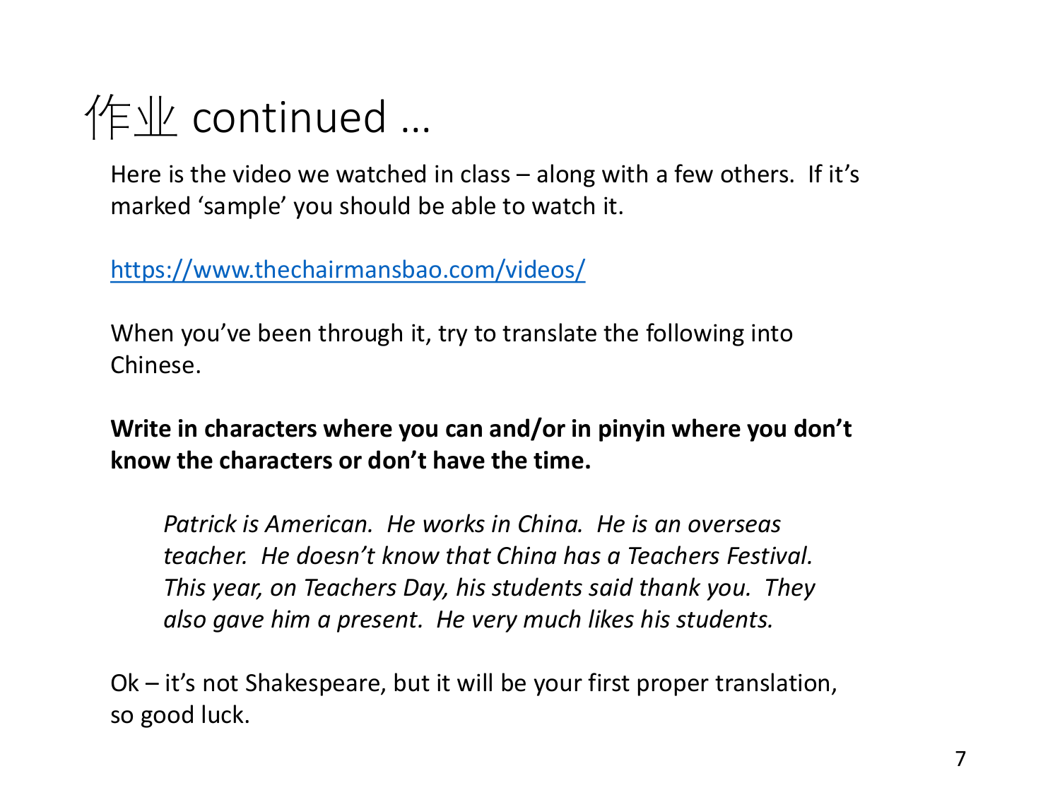# 作业 continued …

Here is the video we watched in class – along with a few others. If it's marked 'sample' you should be able to watch it.

https://www.thechairmansbao.com/videos/

When you've been through it, try to translate the following into Chinese.

**Write in characters where you can and/or in pinyin where you don't know the characters or don't have the time.**

> *Patrick is American. He works in China. He is an overseas teacher. He doesn't know that China has a Teachers Festival. This year, on Teachers Day, his students said thank you. They also gave him a present. He very much likes his students.*

Ok – it's not Shakespeare, but it will be your first proper translation, so good luck.